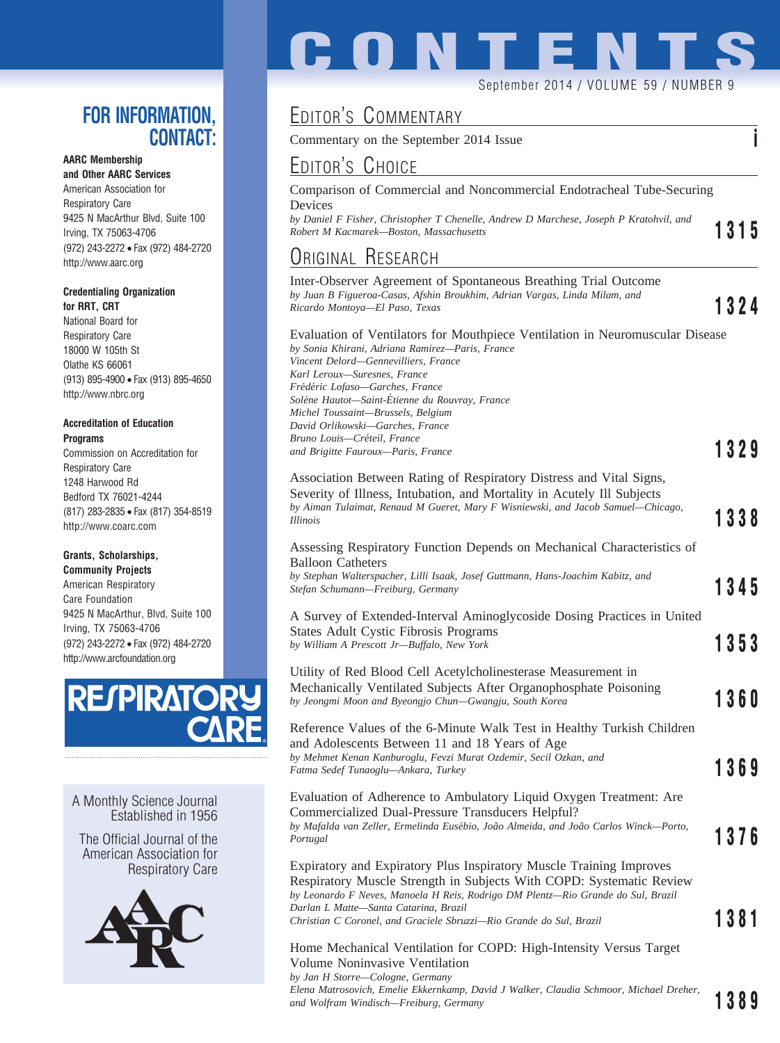# CONTENTS

September 2014 / VOLUME 59 / NUMBER 9

## Editor's Commentary

Commentary on the September 2014 Issue — i

## Editor's Choice

Comparison of Commercial and Noncommercial Endotracheal Tube-Securing Devices
*by Daniel F Fisher, Christopher T Chenelle, Andrew D Marchese, Joseph P Kratohvil, and Robert M Kacmarek—Boston, Massachusetts* — 1315

## Original Research

Inter-Observer Agreement of Spontaneous Breathing Trial Outcome
*by Juan B Figueroa-Casas, Afshin Broukhim, Adrian Vargas, Linda Milam, and Ricardo Montoya—El Paso, Texas* — 1324

Evaluation of Ventilators for Mouthpiece Ventilation in Neuromuscular Disease
*by Sonia Khirani, Adriana Ramirez—Paris, France*
*Vincent Delord—Gennevilliers, France*
*Karl Leroux—Suresnes, France*
*Frédéric Lofaso—Garches, France*
*Solène Hautot—Saint-Étienne du Rouvray, France*
*Michel Toussaint—Brussels, Belgium*
*David Orlikowski—Garches, France*
*Bruno Louis—Créteil, France*
*and Brigitte Fauroux—Paris, France* — 1329

Association Between Rating of Respiratory Distress and Vital Signs, Severity of Illness, Intubation, and Mortality in Acutely Ill Subjects
*by Aiman Tulaimat, Renaud M Gueret, Mary F Wisniewski, and Jacob Samuel—Chicago, Illinois* — 1338

Assessing Respiratory Function Depends on Mechanical Characteristics of Balloon Catheters
*by Stephan Walterspacher, Lilli Isaak, Josef Guttmann, Hans-Joachim Kabitz, and Stefan Schumann—Freiburg, Germany* — 1345

A Survey of Extended-Interval Aminoglycoside Dosing Practices in United States Adult Cystic Fibrosis Programs
*by William A Prescott Jr—Buffalo, New York* — 1353

Utility of Red Blood Cell Acetylcholinesterase Measurement in Mechanically Ventilated Subjects After Organophosphate Poisoning
*by Jeongmi Moon and Byeongjo Chun—Gwangju, South Korea* — 1360

Reference Values of the 6-Minute Walk Test in Healthy Turkish Children and Adolescents Between 11 and 18 Years of Age
*by Mehmet Kenan Kanburoglu, Fevzi Murat Ozdemir, Secil Ozkan, and Fatma Sedef Tunaoglu—Ankara, Turkey* — 1369

Evaluation of Adherence to Ambulatory Liquid Oxygen Treatment: Are Commercialized Dual-Pressure Transducers Helpful?
*by Mafalda van Zeller, Ermelinda Eusébio, João Almeida, and João Carlos Winck—Porto, Portugal* — 1376

Expiratory and Expiratory Plus Inspiratory Muscle Training Improves Respiratory Muscle Strength in Subjects With COPD: Systematic Review
*by Leonardo F Neves, Manoela H Reis, Rodrigo DM Plentz—Rio Grande do Sul, Brazil*
*Darlan L Matte—Santa Catarina, Brazil*
*Christian C Coronel, and Graciele Sbruzzi—Rio Grande do Sul, Brazil* — 1381

Home Mechanical Ventilation for COPD: High-Intensity Versus Target Volume Noninvasive Ventilation
*by Jan H Storre—Cologne, Germany*
*Elena Matrosovich, Emelie Ekkernkamp, David J Walker, Claudia Schmoor, Michael Dreher, and Wolfram Windisch—Freiburg, Germany* — 1389

## FOR INFORMATION, CONTACT:

**AARC Membership and Other AARC Services**
American Association for Respiratory Care
9425 N MacArthur Blvd, Suite 100
Irving, TX 75063-4706
(972) 243-2272 • Fax (972) 484-2720
http://www.aarc.org

**Credentialing Organization for RRT, CRT**
National Board for Respiratory Care
18000 W 105th St
Olathe KS 66061
(913) 895-4900 • Fax (913) 895-4650
http://www.nbrc.org

**Accreditation of Education Programs**
Commission on Accreditation for Respiratory Care
1248 Harwood Rd
Bedford TX 76021-4244
(817) 283-2835 • Fax (817) 354-8519
http://www.coarc.com

**Grants, Scholarships, Community Projects**
American Respiratory Care Foundation
9425 N MacArthur, Blvd, Suite 100
Irving, TX 75063-4706
(972) 243-2272 • Fax (972) 484-2720
http://www.arcfoundation.org

RESPIRATORY CARE

A Monthly Science Journal
Established in 1956

The Official Journal of the American Association for Respiratory Care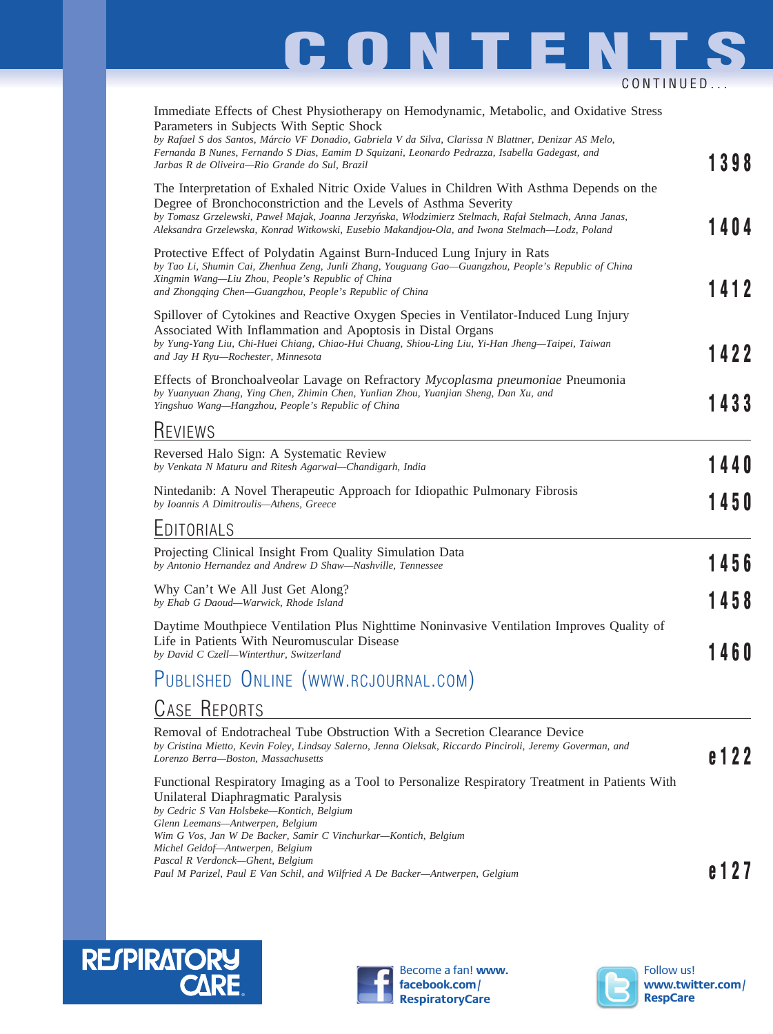# CONTENTS

CONTINUED...

Immediate Effects of Chest Physiotherapy on Hemodynamic, Metabolic, and Oxidative Stress Parameters in Subjects With Septic Shock
*by Rafael S dos Santos, Márcio VF Donadio, Gabriela V da Silva, Clarissa N Blattner, Denizar AS Melo, Fernanda B Nunes, Fernando S Dias, Eamim D Squizani, Leonardo Pedrazza, Isabella Gadegast, and Jarbas R de Oliveira—Rio Grande do Sul, Brazil* **1398**

The Interpretation of Exhaled Nitric Oxide Values in Children With Asthma Depends on the Degree of Bronchoconstriction and the Levels of Asthma Severity
*by Tomasz Grzelewski, Paweł Majak, Joanna Jerzyńska, Włodzimierz Stelmach, Rafał Stelmach, Anna Janas, Aleksandra Grzelewska, Konrad Witkowski, Eusebio Makandjou-Ola, and Iwona Stelmach—Lodz, Poland* **1404**

Protective Effect of Polydatin Against Burn-Induced Lung Injury in Rats
*by Tao Li, Shumin Cai, Zhenhua Zeng, Junli Zhang, Youguang Gao—Guangzhou, People's Republic of China*
*Xingmin Wang—Liu Zhou, People's Republic of China*
*and Zhongqing Chen—Guangzhou, People's Republic of China* **1412**

Spillover of Cytokines and Reactive Oxygen Species in Ventilator-Induced Lung Injury Associated With Inflammation and Apoptosis in Distal Organs
*by Yung-Yang Liu, Chi-Huei Chiang, Chiao-Hui Chuang, Shiou-Ling Liu, Yi-Han Jheng—Taipei, Taiwan and Jay H Ryu—Rochester, Minnesota* **1422**

Effects of Bronchoalveolar Lavage on Refractory *Mycoplasma pneumoniae* Pneumonia
*by Yuanyuan Zhang, Ying Chen, Zhimin Chen, Yunlian Zhou, Yuanjian Sheng, Dan Xu, and Yingshuo Wang—Hangzhou, People's Republic of China* **1433**

## Reviews

Reversed Halo Sign: A Systematic Review
*by Venkata N Maturu and Ritesh Agarwal—Chandigarh, India* **1440**

Nintedanib: A Novel Therapeutic Approach for Idiopathic Pulmonary Fibrosis
*by Ioannis A Dimitroulis—Athens, Greece* **1450**

## Editorials

Projecting Clinical Insight From Quality Simulation Data
*by Antonio Hernandez and Andrew D Shaw—Nashville, Tennessee* **1456**

Why Can't We All Just Get Along?
*by Ehab G Daoud—Warwick, Rhode Island* **1458**

Daytime Mouthpiece Ventilation Plus Nighttime Noninvasive Ventilation Improves Quality of Life in Patients With Neuromuscular Disease
*by David C Czell—Winterthur, Switzerland* **1460**

## Published Online (www.rcjournal.com)

## Case Reports

Removal of Endotracheal Tube Obstruction With a Secretion Clearance Device
*by Cristina Mietto, Kevin Foley, Lindsay Salerno, Jenna Oleksak, Riccardo Pinciroli, Jeremy Goverman, and Lorenzo Berra—Boston, Massachusetts* **e122**

Functional Respiratory Imaging as a Tool to Personalize Respiratory Treatment in Patients With Unilateral Diaphragmatic Paralysis
*by Cedric S Van Holsbeke—Kontich, Belgium*
*Glenn Leemans—Antwerpen, Belgium*
*Wim G Vos, Jan W De Backer, Samir C Vinchurkar—Kontich, Belgium*
*Michel Geldof—Antwerpen, Belgium*
*Pascal R Verdonck—Ghent, Belgium*
*Paul M Parizel, Paul E Van Schil, and Wilfried A De Backer—Antwerpen, Gelgium* **e127**

RESPIRATORY CARE

Become a fan! www.facebook.com/RespiratoryCare

Follow us! www.twitter.com/RespCare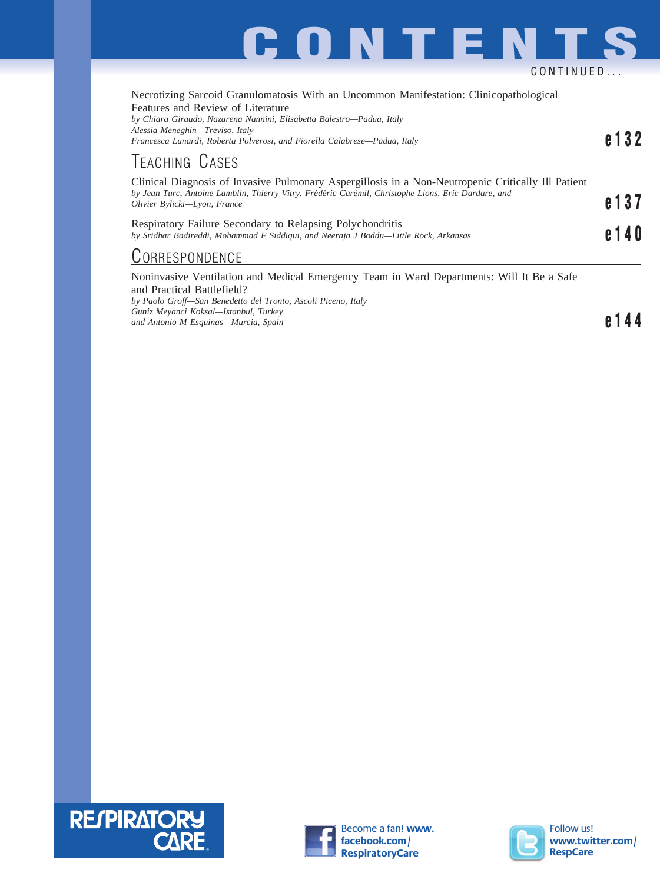# CONTENTS

CONTINUED...

Necrotizing Sarcoid Granulomatosis With an Uncommon Manifestation: Clinicopathological Features and Review of Literature
*by Chiara Giraudo, Nazarena Nannini, Elisabetta Balestro—Padua, Italy*
*Alessia Meneghin—Treviso, Italy*
*Francesca Lunardi, Roberta Polverosi, and Fiorella Calabrese—Padua, Italy* **e132**

## TEACHING CASES

Clinical Diagnosis of Invasive Pulmonary Aspergillosis in a Non-Neutropenic Critically Ill Patient
*by Jean Turc, Antoine Lamblin, Thierry Vitry, Frédéric Carémil, Christophe Lions, Eric Dardare, and Olivier Bylicki—Lyon, France* **e137**

Respiratory Failure Secondary to Relapsing Polychondritis
*by Sridhar Badireddi, Mohammad F Siddiqui, and Neeraja J Boddu—Little Rock, Arkansas* **e140**

## CORRESPONDENCE

Noninvasive Ventilation and Medical Emergency Team in Ward Departments: Will It Be a Safe and Practical Battlefield?
*by Paolo Groff—San Benedetto del Tronto, Ascoli Piceno, Italy*
*Guniz Meyanci Koksal—Istanbul, Turkey*
*and Antonio M Esquinas—Murcia, Spain* **e144**

RESPIRATORY CARE

Become a fan! **www.facebook.com/RespiratoryCare**

Follow us! **www.twitter.com/RespCare**